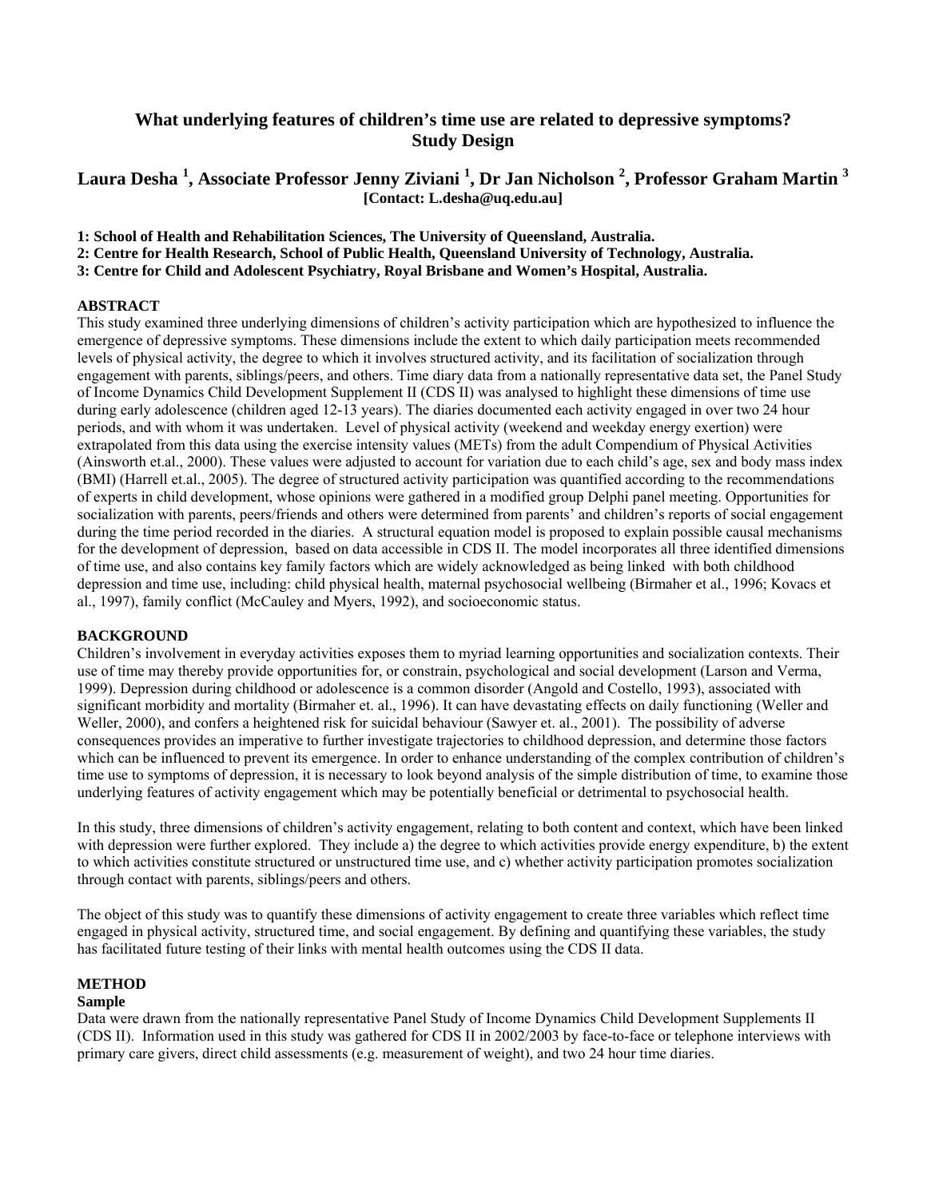# What underlying features of children's time use are related to depressive symptoms? Study Design

**Laura Desha [1], Associate Professor Jenny Ziviani [1], Dr Jan Nicholson [2], Professor Graham Martin [3]**
**[Contact: L.desha@uq.edu.au]**

**1: School of Health and Rehabilitation Sciences, The University of Queensland, Australia.**
**2: Centre for Health Research, School of Public Health, Queensland University of Technology, Australia.**
**3: Centre for Child and Adolescent Psychiatry, Royal Brisbane and Women's Hospital, Australia.**

## ABSTRACT

This study examined three underlying dimensions of children's activity participation which are hypothesized to influence the emergence of depressive symptoms. These dimensions include the extent to which daily participation meets recommended levels of physical activity, the degree to which it involves structured activity, and its facilitation of socialization through engagement with parents, siblings/peers, and others. Time diary data from a nationally representative data set, the Panel Study of Income Dynamics Child Development Supplement II (CDS II) was analysed to highlight these dimensions of time use during early adolescence (children aged 12-13 years). The diaries documented each activity engaged in over two 24 hour periods, and with whom it was undertaken. Level of physical activity (weekend and weekday energy exertion) were extrapolated from this data using the exercise intensity values (METs) from the adult Compendium of Physical Activities (Ainsworth et.al., 2000). These values were adjusted to account for variation due to each child's age, sex and body mass index (BMI) (Harrell et.al., 2005). The degree of structured activity participation was quantified according to the recommendations of experts in child development, whose opinions were gathered in a modified group Delphi panel meeting. Opportunities for socialization with parents, peers/friends and others were determined from parents' and children's reports of social engagement during the time period recorded in the diaries. A structural equation model is proposed to explain possible causal mechanisms for the development of depression, based on data accessible in CDS II. The model incorporates all three identified dimensions of time use, and also contains key family factors which are widely acknowledged as being linked with both childhood depression and time use, including: child physical health, maternal psychosocial wellbeing (Birmaher et al., 1996; Kovacs et al., 1997), family conflict (McCauley and Myers, 1992), and socioeconomic status.

## BACKGROUND

Children's involvement in everyday activities exposes them to myriad learning opportunities and socialization contexts. Their use of time may thereby provide opportunities for, or constrain, psychological and social development (Larson and Verma, 1999). Depression during childhood or adolescence is a common disorder (Angold and Costello, 1993), associated with significant morbidity and mortality (Birmaher et. al., 1996). It can have devastating effects on daily functioning (Weller and Weller, 2000), and confers a heightened risk for suicidal behaviour (Sawyer et. al., 2001). The possibility of adverse consequences provides an imperative to further investigate trajectories to childhood depression, and determine those factors which can be influenced to prevent its emergence. In order to enhance understanding of the complex contribution of children's time use to symptoms of depression, it is necessary to look beyond analysis of the simple distribution of time, to examine those underlying features of activity engagement which may be potentially beneficial or detrimental to psychosocial health.

In this study, three dimensions of children's activity engagement, relating to both content and context, which have been linked with depression were further explored. They include a) the degree to which activities provide energy expenditure, b) the extent to which activities constitute structured or unstructured time use, and c) whether activity participation promotes socialization through contact with parents, siblings/peers and others.

The object of this study was to quantify these dimensions of activity engagement to create three variables which reflect time engaged in physical activity, structured time, and social engagement. By defining and quantifying these variables, the study has facilitated future testing of their links with mental health outcomes using the CDS II data.

## METHOD

### Sample

Data were drawn from the nationally representative Panel Study of Income Dynamics Child Development Supplements II (CDS II). Information used in this study was gathered for CDS II in 2002/2003 by face-to-face or telephone interviews with primary care givers, direct child assessments (e.g. measurement of weight), and two 24 hour time diaries.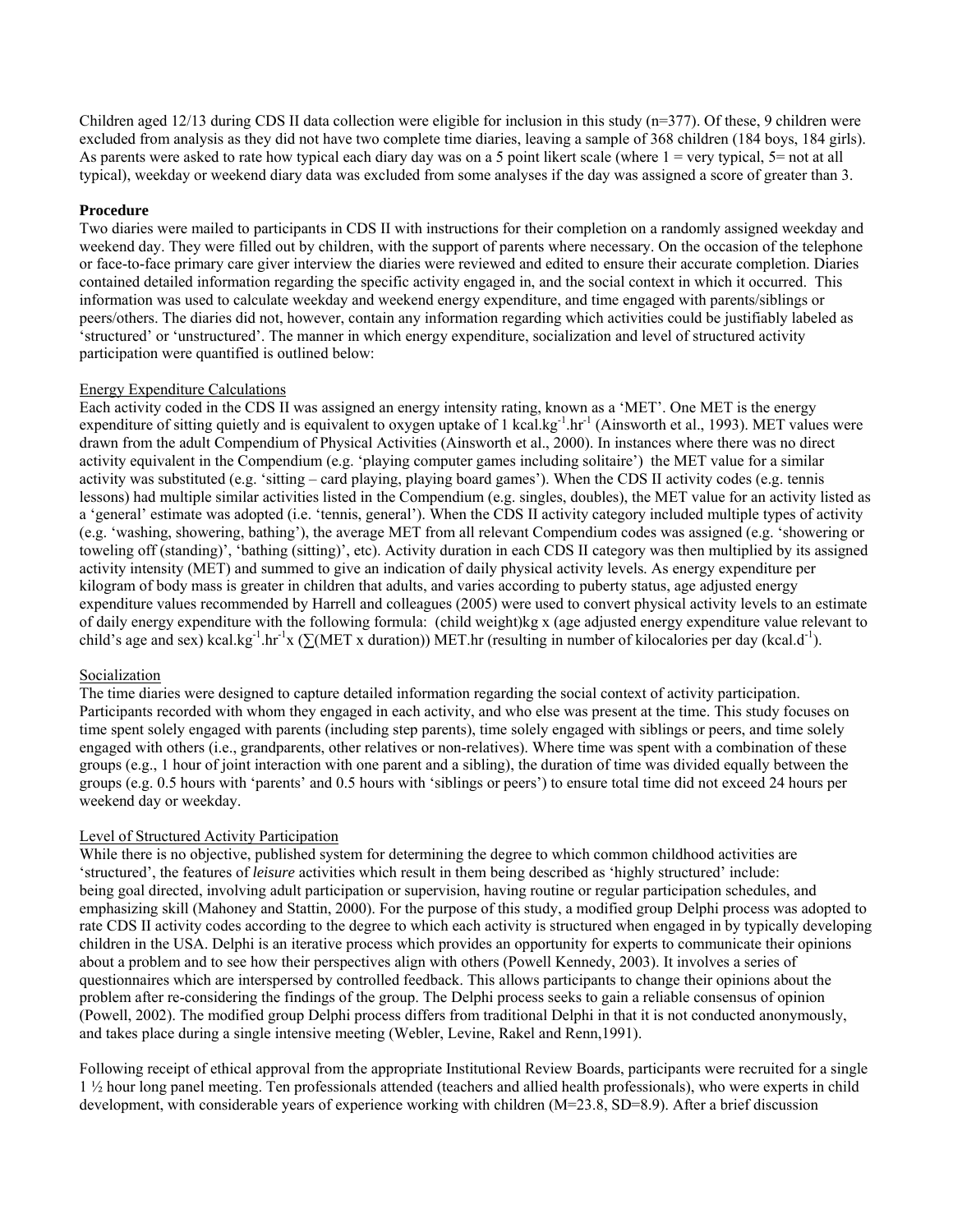Children aged 12/13 during CDS II data collection were eligible for inclusion in this study (n=377). Of these, 9 children were excluded from analysis as they did not have two complete time diaries, leaving a sample of 368 children (184 boys, 184 girls). As parents were asked to rate how typical each diary day was on a 5 point likert scale (where 1 = very typical, 5= not at all typical), weekday or weekend diary data was excluded from some analyses if the day was assigned a score of greater than 3.

**Procedure**

Two diaries were mailed to participants in CDS II with instructions for their completion on a randomly assigned weekday and weekend day. They were filled out by children, with the support of parents where necessary. On the occasion of the telephone or face-to-face primary care giver interview the diaries were reviewed and edited to ensure their accurate completion. Diaries contained detailed information regarding the specific activity engaged in, and the social context in which it occurred. This information was used to calculate weekday and weekend energy expenditure, and time engaged with parents/siblings or peers/others. The diaries did not, however, contain any information regarding which activities could be justifiably labeled as 'structured' or 'unstructured'. The manner in which energy expenditure, socialization and level of structured activity participation were quantified is outlined below:

Energy Expenditure Calculations

Each activity coded in the CDS II was assigned an energy intensity rating, known as a 'MET'. One MET is the energy expenditure of sitting quietly and is equivalent to oxygen uptake of 1 $kcal.kg^{-1}.hr^{-1}$ (Ainsworth et al., 1993). MET values were drawn from the adult Compendium of Physical Activities (Ainsworth et al., 2000). In instances where there was no direct activity equivalent in the Compendium (e.g. 'playing computer games including solitaire') the MET value for a similar activity was substituted (e.g. 'sitting – card playing, playing board games'). When the CDS II activity codes (e.g. tennis lessons) had multiple similar activities listed in the Compendium (e.g. singles, doubles), the MET value for an activity listed as a 'general' estimate was adopted (i.e. 'tennis, general'). When the CDS II activity category included multiple types of activity (e.g. 'washing, showering, bathing'), the average MET from all relevant Compendium codes was assigned (e.g. 'showering or toweling off (standing)', 'bathing (sitting)', etc). Activity duration in each CDS II category was then multiplied by its assigned activity intensity (MET) and summed to give an indication of daily physical activity levels. As energy expenditure per kilogram of body mass is greater in children that adults, and varies according to puberty status, age adjusted energy expenditure values recommended by Harrell and colleagues (2005) were used to convert physical activity levels to an estimate of daily energy expenditure with the following formula: (child weight)kg x (age adjusted energy expenditure value relevant to child's age and sex) $kcal.kg^{-1}.hr^{-1}$x ($\sum$(MET x duration)) MET.hr (resulting in number of kilocalories per day ($kcal.d^{-1}$).

Socialization

The time diaries were designed to capture detailed information regarding the social context of activity participation. Participants recorded with whom they engaged in each activity, and who else was present at the time. This study focuses on time spent solely engaged with parents (including step parents), time solely engaged with siblings or peers, and time solely engaged with others (i.e., grandparents, other relatives or non-relatives). Where time was spent with a combination of these groups (e.g., 1 hour of joint interaction with one parent and a sibling), the duration of time was divided equally between the groups (e.g. 0.5 hours with 'parents' and 0.5 hours with 'siblings or peers') to ensure total time did not exceed 24 hours per weekend day or weekday.

Level of Structured Activity Participation

While there is no objective, published system for determining the degree to which common childhood activities are 'structured', the features of *leisure* activities which result in them being described as 'highly structured' include: being goal directed, involving adult participation or supervision, having routine or regular participation schedules, and emphasizing skill (Mahoney and Stattin, 2000). For the purpose of this study, a modified group Delphi process was adopted to rate CDS II activity codes according to the degree to which each activity is structured when engaged in by typically developing children in the USA. Delphi is an iterative process which provides an opportunity for experts to communicate their opinions about a problem and to see how their perspectives align with others (Powell Kennedy, 2003). It involves a series of questionnaires which are interspersed by controlled feedback. This allows participants to change their opinions about the problem after re-considering the findings of the group. The Delphi process seeks to gain a reliable consensus of opinion (Powell, 2002). The modified group Delphi process differs from traditional Delphi in that it is not conducted anonymously, and takes place during a single intensive meeting (Webler, Levine, Rakel and Renn,1991).

Following receipt of ethical approval from the appropriate Institutional Review Boards, participants were recruited for a single 1 ½ hour long panel meeting. Ten professionals attended (teachers and allied health professionals), who were experts in child development, with considerable years of experience working with children (M=23.8, SD=8.9). After a brief discussion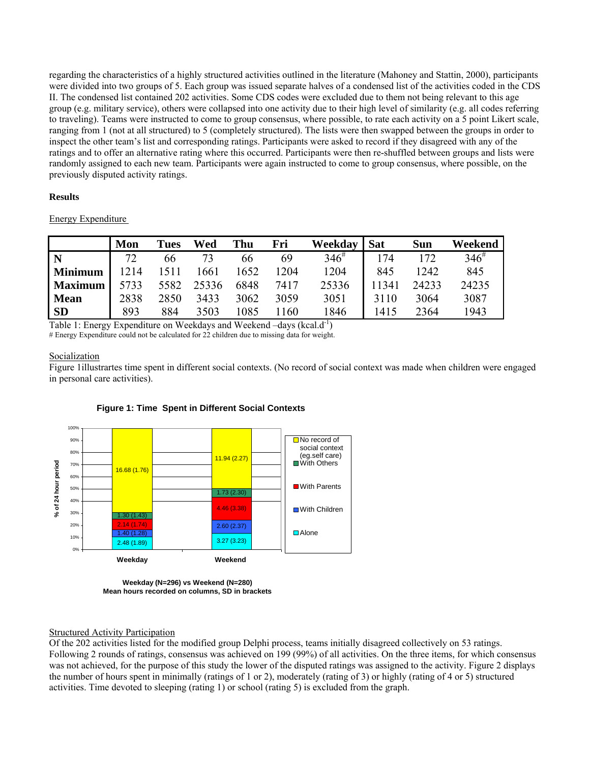regarding the characteristics of a highly structured activities outlined in the literature (Mahoney and Stattin, 2000), participants were divided into two groups of 5. Each group was issued separate halves of a condensed list of the activities coded in the CDS II. The condensed list contained 202 activities. Some CDS codes were excluded due to them not being relevant to this age group (e.g. military service), others were collapsed into one activity due to their high level of similarity (e.g. all codes referring to traveling). Teams were instructed to come to group consensus, where possible, to rate each activity on a 5 point Likert scale, ranging from 1 (not at all structured) to 5 (completely structured). The lists were then swapped between the groups in order to inspect the other team's list and corresponding ratings. Participants were asked to record if they disagreed with any of the ratings and to offer an alternative rating where this occurred. Participants were then re-shuffled between groups and lists were randomly assigned to each new team. Participants were again instructed to come to group consensus, where possible, on the previously disputed activity ratings.

**Results**

Energy Expenditure

| | Mon | Tues | Wed | Thu | Fri | Weekday | Sat | Sun | Weekend |
|---|---|---|---|---|---|---|---|---|---|
| **N** | 72 | 66 | 73 | 66 | 69 | 346# | 174 | 172 | 346# |
| **Minimum** | 1214 | 1511 | 1661 | 1652 | 1204 | 1204 | 845 | 1242 | 845 |
| **Maximum** | 5733 | 5582 | 25336 | 6848 | 7417 | 25336 | 11341 | 24233 | 24235 |
| **Mean** | 2838 | 2850 | 3433 | 3062 | 3059 | 3051 | 3110 | 3064 | 3087 |
| **SD** | 893 | 884 | 3503 | 1085 | 1160 | 1846 | 1415 | 2364 | 1943 |

Table 1: Energy Expenditure on Weekdays and Weekend –days (kcal.d$^{-1}$)

# Energy Expenditure could not be calculated for 22 children due to missing data for weight.

Socialization

Figure 1illustrartes time spent in different social contexts. (No record of social context was made when children were engaged in personal care activities).

**Figure 1: Time Spent in Different Social Contexts**

| Social context | Weekday | Weekend |
|---|---|---|
| No record of social context (eg.self care) | 16.68 (1.76) | 11.94 (2.27) |
| With Others | 1.30 (1.43) | 1.73 (2.30) |
| With Parents | 2.14 (1.74) | 4.46 (3.38) |
| With Children | 1.40 (1.28) | 2.60 (2.37) |
| Alone | 2.48 (1.89) | 3.27 (3.23) |

Weekday (N=296) vs Weekend (N=280)
Mean hours recorded on columns, SD in brackets

Structured Activity Participation

Of the 202 activities listed for the modified group Delphi process, teams initially disagreed collectively on 53 ratings. Following 2 rounds of ratings, consensus was achieved on 199 (99%) of all activities. On the three items, for which consensus was not achieved, for the purpose of this study the lower of the disputed ratings was assigned to the activity. Figure 2 displays the number of hours spent in minimally (ratings of 1 or 2), moderately (rating of 3) or highly (rating of 4 or 5) structured activities. Time devoted to sleeping (rating 1) or school (rating 5) is excluded from the graph.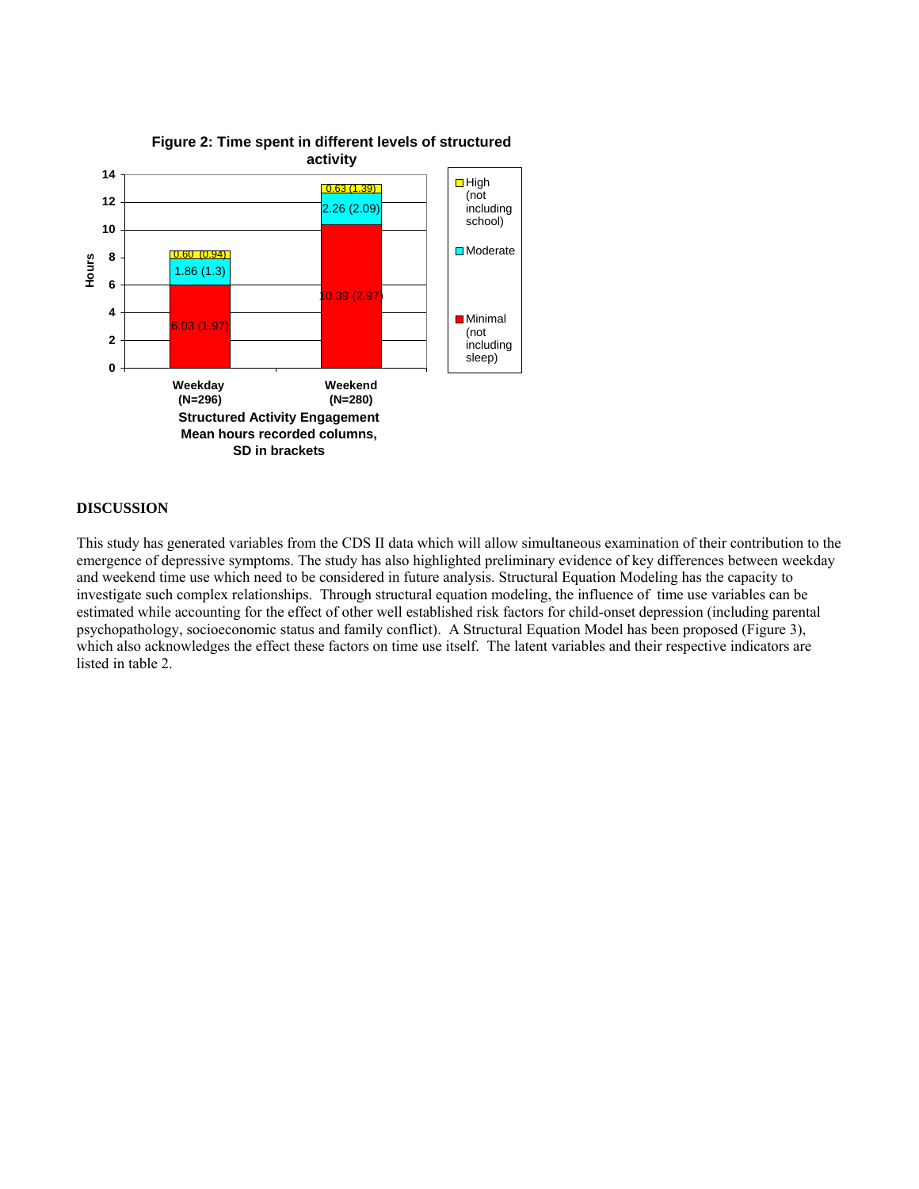**Figure 2: Time spent in different levels of structured activity**

| Structured Activity Engagement | Minimal (not including sleep) | Moderate | High (not including school) |
|---|---|---|---|
| Weekday (N=296) | 6.03 (1.97) | 1.86 (1.3) | 0.60 (0.94) |
| Weekend (N=280) | 10.39 (2.97) | 2.26 (2.09) | 0.63 (1.39) |

Structured Activity Engagement
Mean hours recorded columns, SD in brackets

## DISCUSSION

This study has generated variables from the CDS II data which will allow simultaneous examination of their contribution to the emergence of depressive symptoms. The study has also highlighted preliminary evidence of key differences between weekday and weekend time use which need to be considered in future analysis. Structural Equation Modeling has the capacity to investigate such complex relationships. Through structural equation modeling, the influence of time use variables can be estimated while accounting for the effect of other well established risk factors for child-onset depression (including parental psychopathology, socioeconomic status and family conflict). A Structural Equation Model has been proposed (Figure 3), which also acknowledges the effect these factors on time use itself. The latent variables and their respective indicators are listed in table 2.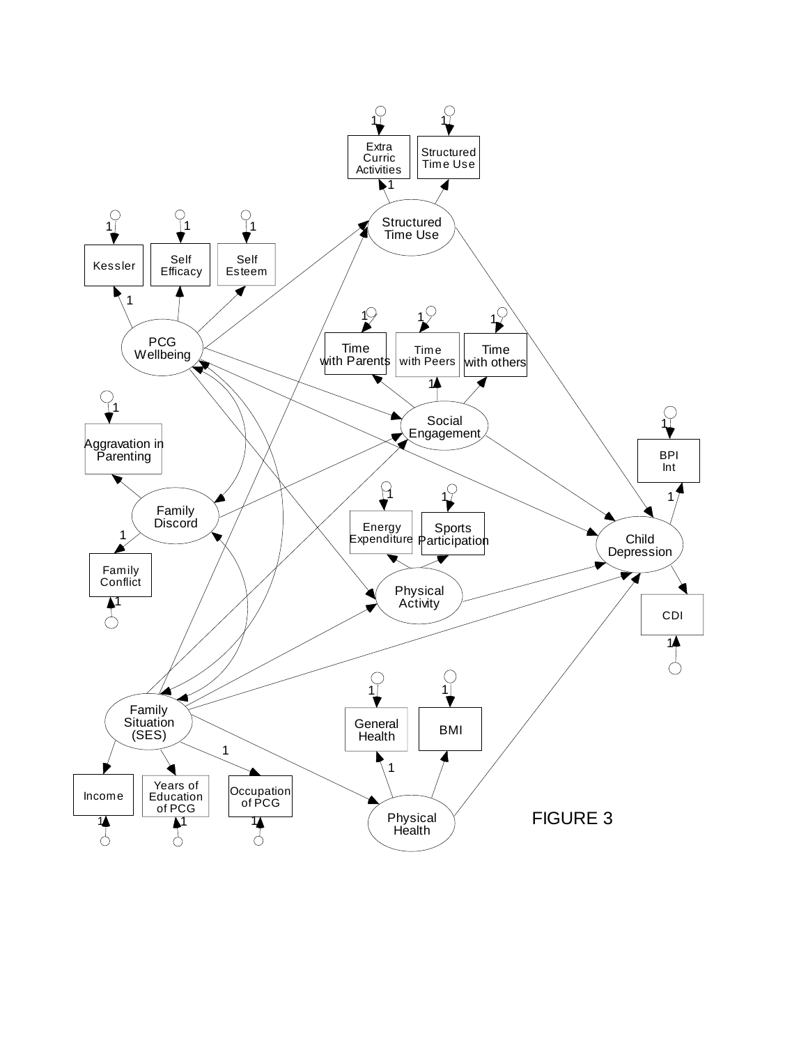FIGURE 3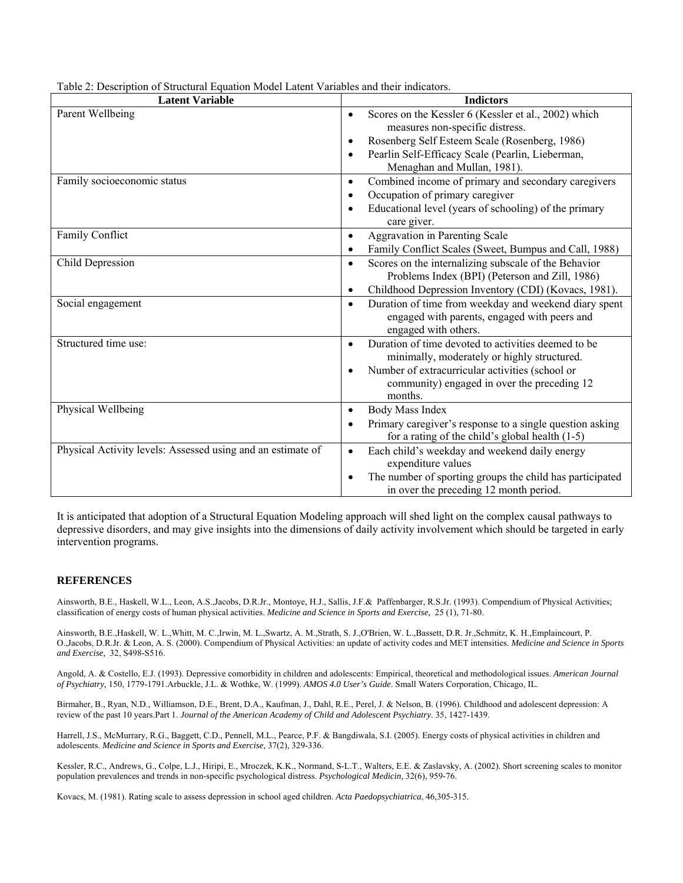Table 2: Description of Structural Equation Model Latent Variables and their indicators.

| Latent Variable | Indictors |
|---|---|
| Parent Wellbeing | • Scores on the Kessler 6 (Kessler et al., 2002) which measures non-specific distress.<br>• Rosenberg Self Esteem Scale (Rosenberg, 1986)<br>• Pearlin Self-Efficacy Scale (Pearlin, Lieberman, Menaghan and Mullan, 1981). |
| Family socioeconomic status | • Combined income of primary and secondary caregivers<br>• Occupation of primary caregiver<br>• Educational level (years of schooling) of the primary care giver. |
| Family Conflict | • Aggravation in Parenting Scale<br>• Family Conflict Scales (Sweet, Bumpus and Call, 1988) |
| Child Depression | • Scores on the internalizing subscale of the Behavior Problems Index (BPI) (Peterson and Zill, 1986)<br>• Childhood Depression Inventory (CDI) (Kovacs, 1981). |
| Social engagement | • Duration of time from weekday and weekend diary spent engaged with parents, engaged with peers and engaged with others. |
| Structured time use: | • Duration of time devoted to activities deemed to be minimally, moderately or highly structured.<br>• Number of extracurricular activities (school or community) engaged in over the preceding 12 months. |
| Physical Wellbeing | • Body Mass Index<br>• Primary caregiver's response to a single question asking for a rating of the child's global health (1-5) |
| Physical Activity levels: Assessed using and an estimate of | • Each child's weekday and weekend daily energy expenditure values<br>• The number of sporting groups the child has participated in over the preceding 12 month period. |

It is anticipated that adoption of a Structural Equation Modeling approach will shed light on the complex causal pathways to depressive disorders, and may give insights into the dimensions of daily activity involvement which should be targeted in early intervention programs.

## REFERENCES

Ainsworth, B.E., Haskell, W.L., Leon, A.S.,Jacobs, D.R.Jr., Montoye, H.J., Sallis, J.F.& Paffenbarger, R.S.Jr. (1993). Compendium of Physical Activities; classification of energy costs of human physical activities. *Medicine and Science in Sports and Exercise,* 25 (1), 71-80.

Ainsworth, B.E.,Haskell, W. L.,Whitt, M. C.,Irwin, M. L.,Swartz, A. M.,Strath, S. J.,O'Brien, W. L.,Bassett, D.R. Jr.,Schmitz, K. H.,Emplaincourt, P. O.,Jacobs, D.R.Jr. & Leon, A. S. (2000). Compendium of Physical Activities: an update of activity codes and MET intensities. *Medicine and Science in Sports and Exercise,* 32, S498-S516.

Angold, A. & Costello, E.J. (1993). Depressive comorbidity in children and adolescents: Empirical, theoretical and methodological issues. *American Journal of Psychiatry,* 150, 1779-1791.Arbuckle, J.L. & Wothke, W. (1999). *AMOS 4.0 User's Guide*. Small Waters Corporation, Chicago, IL.

Birmaher, B., Ryan, N.D., Williamson, D.E., Brent, D.A., Kaufman, J., Dahl, R.E., Perel, J. & Nelson, B. (1996). Childhood and adolescent depression: A review of the past 10 years.Part 1. *Journal of the American Academy of Child and Adolescent Psychiatry.* 35, 1427-1439.

Harrell, J.S., McMurrary, R.G., Baggett, C.D., Pennell, M.L., Pearce, P.F. & Bangdiwala, S.I. (2005). Energy costs of physical activities in children and adolescents. *Medicine and Science in Sports and Exercise,* 37(2), 329-336.

Kessler, R.C., Andrews, G., Colpe, L.J., Hiripi, E., Mroczek, K.K., Normand, S-L.T., Walters, E.E. & Zaslavsky, A. (2002). Short screening scales to monitor population prevalences and trends in non-specific psychological distress. *Psychological Medicin,* 32(6), 959-76.

Kovacs, M. (1981). Rating scale to assess depression in school aged children. *Acta Paedopsychiatrica*, 46,305-315.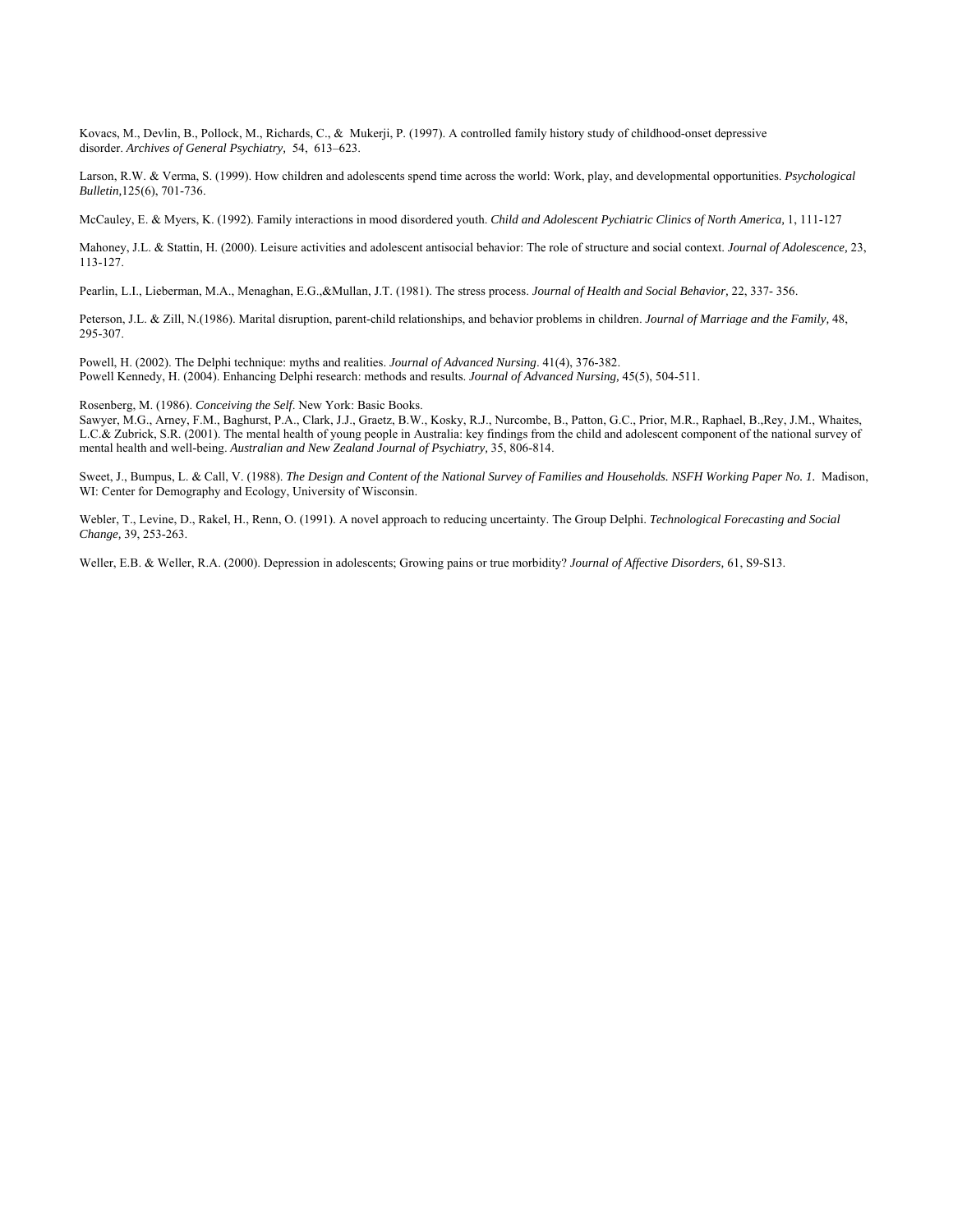Kovacs, M., Devlin, B., Pollock, M., Richards, C., & Mukerji, P. (1997). A controlled family history study of childhood-onset depressive disorder. *Archives of General Psychiatry,* 54, 613–623.

Larson, R.W. & Verma, S. (1999). How children and adolescents spend time across the world: Work, play, and developmental opportunities. *Psychological Bulletin,*125(6), 701-736.

McCauley, E. & Myers, K. (1992). Family interactions in mood disordered youth. *Child and Adolescent Pychiatric Clinics of North America,* 1, 111-127

Mahoney, J.L. & Stattin, H. (2000). Leisure activities and adolescent antisocial behavior: The role of structure and social context. *Journal of Adolescence,* 23, 113-127.

Pearlin, L.I., Lieberman, M.A., Menaghan, E.G.,&Mullan, J.T. (1981). The stress process. *Journal of Health and Social Behavior,* 22, 337- 356.

Peterson, J.L. & Zill, N.(1986). Marital disruption, parent-child relationships, and behavior problems in children. *Journal of Marriage and the Family,* 48, 295-307.

Powell, H. (2002). The Delphi technique: myths and realities. *Journal of Advanced Nursing*. 41(4), 376-382.
Powell Kennedy, H. (2004). Enhancing Delphi research: methods and results. *Journal of Advanced Nursing,* 45(5), 504-511.

Rosenberg, M. (1986). *Conceiving the Self*. New York: Basic Books.
Sawyer, M.G., Arney, F.M., Baghurst, P.A., Clark, J.J., Graetz, B.W., Kosky, R.J., Nurcombe, B., Patton, G.C., Prior, M.R., Raphael, B.,Rey, J.M., Whaites, L.C.& Zubrick, S.R. (2001). The mental health of young people in Australia: key findings from the child and adolescent component of the national survey of mental health and well-being. *Australian and New Zealand Journal of Psychiatry,* 35, 806-814.

Sweet, J., Bumpus, L. & Call, V. (1988). *The Design and Content of the National Survey of Families and Households. NSFH Working Paper No. 1.* Madison, WI: Center for Demography and Ecology, University of Wisconsin.

Webler, T., Levine, D., Rakel, H., Renn, O. (1991). A novel approach to reducing uncertainty. The Group Delphi. *Technological Forecasting and Social Change,* 39, 253-263.

Weller, E.B. & Weller, R.A. (2000). Depression in adolescents; Growing pains or true morbidity? *Journal of Affective Disorders,* 61, S9-S13.